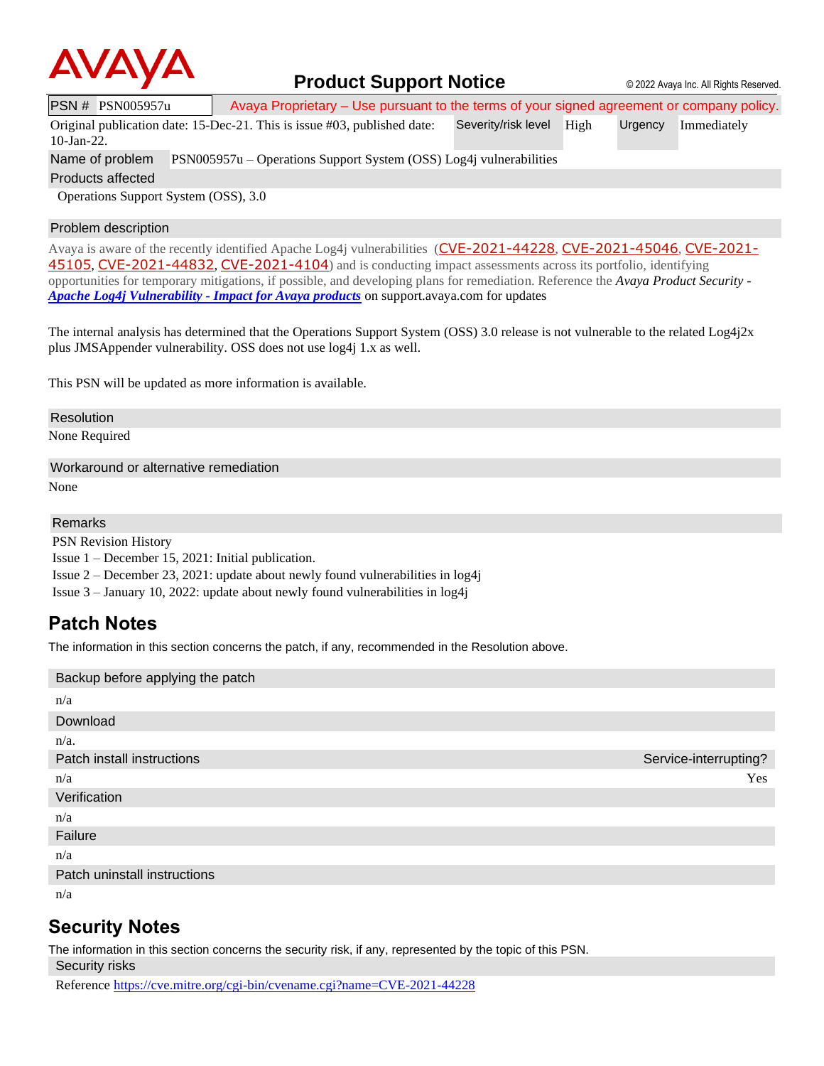# Product Support Notice

© 2022 Avaya Inc. All Rights Reserved.

| PSN # PSN005957u | Avaya Proprietary – Use pursuant to the terms of your signed agreement or company policy. | | | |
|---|---|---|---|---|
| Original publication date: 15-Dec-21. This is issue #03, published date: 10-Jan-22. | Severity/risk level | High | Urgency | Immediately |

**Name of problem** PSN005957u – Operations Support System (OSS) Log4j vulnerabilities

**Products affected**

Operations Support System (OSS), 3.0

**Problem description**

Avaya is aware of the recently identified Apache Log4j vulnerabilities (CVE-2021-44228, CVE-2021-45046, CVE-2021-45105, CVE-2021-44832, CVE-2021-4104) and is conducting impact assessments across its portfolio, identifying opportunities for temporary mitigations, if possible, and developing plans for remediation. Reference the *Avaya Product Security - **Apache Log4j Vulnerability - Impact for Avaya products*** on support.avaya.com for updates

The internal analysis has determined that the Operations Support System (OSS) 3.0 release is not vulnerable to the related Log4j2x plus JMSAppender vulnerability. OSS does not use log4j 1.x as well.

This PSN will be updated as more information is available.

**Resolution**

None Required

**Workaround or alternative remediation**

None

**Remarks**

PSN Revision History
Issue 1 – December 15, 2021: Initial publication.
Issue 2 – December 23, 2021: update about newly found vulnerabilities in log4j
Issue 3 – January 10, 2022: update about newly found vulnerabilities in log4j

## Patch Notes

The information in this section concerns the patch, if any, recommended in the Resolution above.

**Backup before applying the patch**

n/a

**Download**

n/a.

| Patch install instructions | Service-interrupting? |
|---|---|
| n/a | Yes |

**Verification**

n/a

**Failure**

n/a

**Patch uninstall instructions**

n/a

## Security Notes

The information in this section concerns the security risk, if any, represented by the topic of this PSN.

**Security risks**

Reference https://cve.mitre.org/cgi-bin/cvename.cgi?name=CVE-2021-44228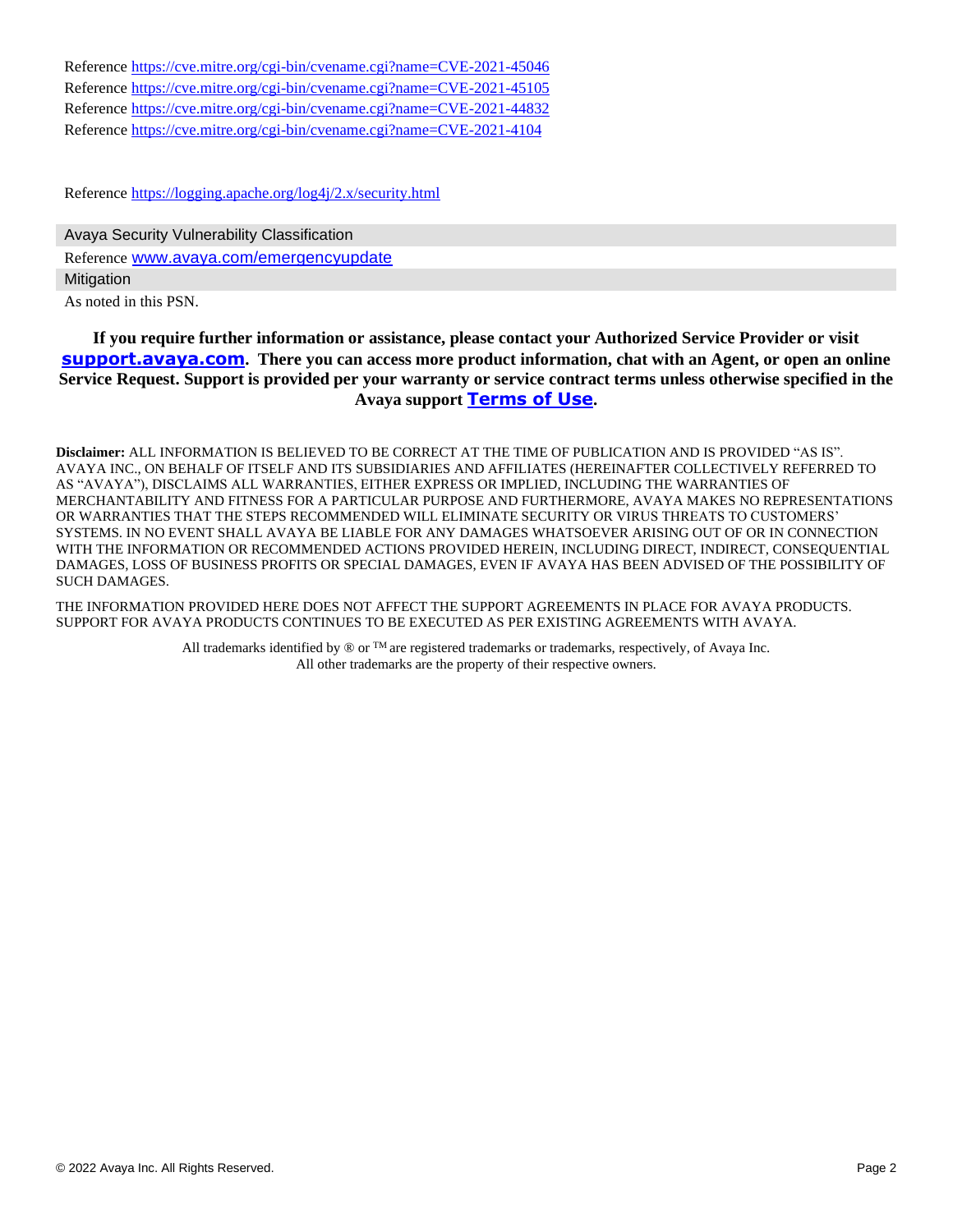Reference https://cve.mitre.org/cgi-bin/cvename.cgi?name=CVE-2021-45046
Reference https://cve.mitre.org/cgi-bin/cvename.cgi?name=CVE-2021-45105
Reference https://cve.mitre.org/cgi-bin/cvename.cgi?name=CVE-2021-44832
Reference https://cve.mitre.org/cgi-bin/cvename.cgi?name=CVE-2021-4104

Reference https://logging.apache.org/log4j/2.x/security.html

**Avaya Security Vulnerability Classification**

Reference www.avaya.com/emergencyupdate

**Mitigation**

As noted in this PSN.

**If you require further information or assistance, please contact your Authorized Service Provider or visit support.avaya.com. There you can access more product information, chat with an Agent, or open an online Service Request. Support is provided per your warranty or service contract terms unless otherwise specified in the Avaya support Terms of Use.**

**Disclaimer:** ALL INFORMATION IS BELIEVED TO BE CORRECT AT THE TIME OF PUBLICATION AND IS PROVIDED "AS IS". AVAYA INC., ON BEHALF OF ITSELF AND ITS SUBSIDIARIES AND AFFILIATES (HEREINAFTER COLLECTIVELY REFERRED TO AS "AVAYA"), DISCLAIMS ALL WARRANTIES, EITHER EXPRESS OR IMPLIED, INCLUDING THE WARRANTIES OF MERCHANTABILITY AND FITNESS FOR A PARTICULAR PURPOSE AND FURTHERMORE, AVAYA MAKES NO REPRESENTATIONS OR WARRANTIES THAT THE STEPS RECOMMENDED WILL ELIMINATE SECURITY OR VIRUS THREATS TO CUSTOMERS' SYSTEMS. IN NO EVENT SHALL AVAYA BE LIABLE FOR ANY DAMAGES WHATSOEVER ARISING OUT OF OR IN CONNECTION WITH THE INFORMATION OR RECOMMENDED ACTIONS PROVIDED HEREIN, INCLUDING DIRECT, INDIRECT, CONSEQUENTIAL DAMAGES, LOSS OF BUSINESS PROFITS OR SPECIAL DAMAGES, EVEN IF AVAYA HAS BEEN ADVISED OF THE POSSIBILITY OF SUCH DAMAGES.

THE INFORMATION PROVIDED HERE DOES NOT AFFECT THE SUPPORT AGREEMENTS IN PLACE FOR AVAYA PRODUCTS. SUPPORT FOR AVAYA PRODUCTS CONTINUES TO BE EXECUTED AS PER EXISTING AGREEMENTS WITH AVAYA.

All trademarks identified by ® or ™ are registered trademarks or trademarks, respectively, of Avaya Inc.
All other trademarks are the property of their respective owners.

© 2022 Avaya Inc. All Rights Reserved.